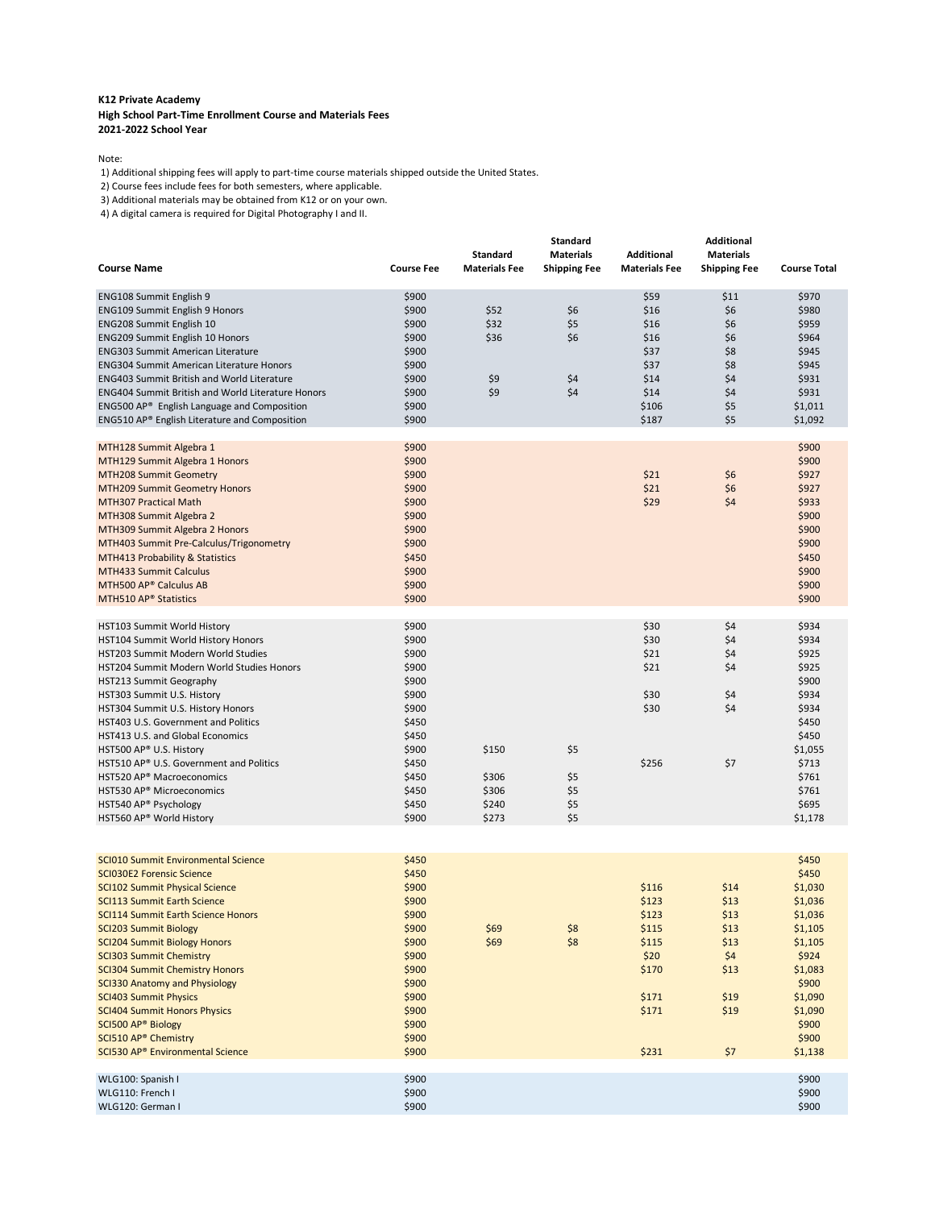**K12 Private Academy**
**High School Part-Time Enrollment Course and Materials Fees**
**2021-2022 School Year**

Note:

1) Additional shipping fees will apply to part-time course materials shipped outside the United States.
2) Course fees include fees for both semesters, where applicable.
3) Additional materials may be obtained from K12 or on your own.
4) A digital camera is required for Digital Photography I and II.

| Course Name | Course Fee | Standard Materials Fee | Standard Materials Shipping Fee | Additional Materials Fee | Additional Materials Shipping Fee | Course Total |
|---|---|---|---|---|---|---|
| ENG108 Summit English 9 | $900 | | | $59 | $11 | $970 |
| ENG109 Summit English 9 Honors | $900 | $52 | $6 | $16 | $6 | $980 |
| ENG208 Summit English 10 | $900 | $32 | $5 | $16 | $6 | $959 |
| ENG209 Summit English 10 Honors | $900 | $36 | $6 | $16 | $6 | $964 |
| ENG303 Summit American Literature | $900 | | | $37 | $8 | $945 |
| ENG304 Summit American Literature Honors | $900 | | | $37 | $8 | $945 |
| ENG403 Summit British and World Literature | $900 | $9 | $4 | $14 | $4 | $931 |
| ENG404 Summit British and World Literature Honors | $900 | $9 | $4 | $14 | $4 | $931 |
| ENG500 AP® English Language and Composition | $900 | | | $106 | $5 | $1,011 |
| ENG510 AP® English Literature and Composition | $900 | | | $187 | $5 | $1,092 |
| MTH128 Summit Algebra 1 | $900 | | | | | $900 |
| MTH129 Summit Algebra 1 Honors | $900 | | | | | $900 |
| MTH208 Summit Geometry | $900 | | | $21 | $6 | $927 |
| MTH209 Summit Geometry Honors | $900 | | | $21 | $6 | $927 |
| MTH307 Practical Math | $900 | | | $29 | $4 | $933 |
| MTH308 Summit Algebra 2 | $900 | | | | | $900 |
| MTH309 Summit Algebra 2 Honors | $900 | | | | | $900 |
| MTH403 Summit Pre-Calculus/Trigonometry | $900 | | | | | $900 |
| MTH413 Probability & Statistics | $450 | | | | | $450 |
| MTH433 Summit Calculus | $900 | | | | | $900 |
| MTH500 AP® Calculus AB | $900 | | | | | $900 |
| MTH510 AP® Statistics | $900 | | | | | $900 |
| HST103 Summit World History | $900 | | | $30 | $4 | $934 |
| HST104 Summit World History Honors | $900 | | | $30 | $4 | $934 |
| HST203 Summit Modern World Studies | $900 | | | $21 | $4 | $925 |
| HST204 Summit Modern World Studies Honors | $900 | | | $21 | $4 | $925 |
| HST213 Summit Geography | $900 | | | | | $900 |
| HST303 Summit U.S. History | $900 | | | $30 | $4 | $934 |
| HST304 Summit U.S. History Honors | $900 | | | $30 | $4 | $934 |
| HST403 U.S. Government and Politics | $450 | | | | | $450 |
| HST413 U.S. and Global Economics | $450 | | | | | $450 |
| HST500 AP® U.S. History | $900 | $150 | $5 | | | $1,055 |
| HST510 AP® U.S. Government and Politics | $450 | | | $256 | $7 | $713 |
| HST520 AP® Macroeconomics | $450 | $306 | $5 | | | $761 |
| HST530 AP® Microeconomics | $450 | $306 | $5 | | | $761 |
| HST540 AP® Psychology | $450 | $240 | $5 | | | $695 |
| HST560 AP® World History | $900 | $273 | $5 | | | $1,178 |
| SCI010 Summit Environmental Science | $450 | | | | | $450 |
| SCI030E2 Forensic Science | $450 | | | | | $450 |
| SCI102 Summit Physical Science | $900 | | | $116 | $14 | $1,030 |
| SCI113 Summit Earth Science | $900 | | | $123 | $13 | $1,036 |
| SCI114 Summit Earth Science Honors | $900 | | | $123 | $13 | $1,036 |
| SCI203 Summit Biology | $900 | $69 | $8 | $115 | $13 | $1,105 |
| SCI204 Summit Biology Honors | $900 | $69 | $8 | $115 | $13 | $1,105 |
| SCI303 Summit Chemistry | $900 | | | $20 | $4 | $924 |
| SCI304 Summit Chemistry Honors | $900 | | | $170 | $13 | $1,083 |
| SCI330 Anatomy and Physiology | $900 | | | | | $900 |
| SCI403 Summit Physics | $900 | | | $171 | $19 | $1,090 |
| SCI404 Summit Honors Physics | $900 | | | $171 | $19 | $1,090 |
| SCI500 AP® Biology | $900 | | | | | $900 |
| SCI510 AP® Chemistry | $900 | | | | | $900 |
| SCI530 AP® Environmental Science | $900 | | | $231 | $7 | $1,138 |
| WLG100: Spanish I | $900 | | | | | $900 |
| WLG110: French I | $900 | | | | | $900 |
| WLG120: German I | $900 | | | | | $900 |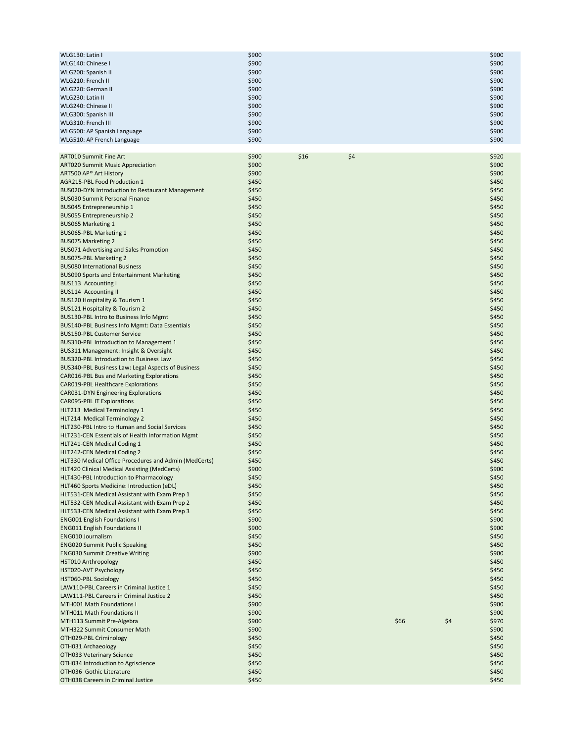| | | | | | | |
|---|---|---|---|---|---|---|
| WLG130: Latin I | $900 | | | | | $900 |
| WLG140: Chinese I | $900 | | | | | $900 |
| WLG200: Spanish II | $900 | | | | | $900 |
| WLG210: French II | $900 | | | | | $900 |
| WLG220: German II | $900 | | | | | $900 |
| WLG230: Latin II | $900 | | | | | $900 |
| WLG240: Chinese II | $900 | | | | | $900 |
| WLG300: Spanish III | $900 | | | | | $900 |
| WLG310: French III | $900 | | | | | $900 |
| WLG500: AP Spanish Language | $900 | | | | | $900 |
| WLG510: AP French Language | $900 | | | | | $900 |

| | | | | | | |
|---|---|---|---|---|---|---|
| ART010 Summit Fine Art | $900 | $16 | $4 | | | $920 |
| ART020 Summit Music Appreciation | $900 | | | | | $900 |
| ART500 AP® Art History | $900 | | | | | $900 |
| AGR215-PBL Food Production 1 | $450 | | | | | $450 |
| BUS020-DYN Introduction to Restaurant Management | $450 | | | | | $450 |
| BUS030 Summit Personal Finance | $450 | | | | | $450 |
| BUS045 Entrepreneurship 1 | $450 | | | | | $450 |
| BUS055 Entrepreneurship 2 | $450 | | | | | $450 |
| BUS065 Marketing 1 | $450 | | | | | $450 |
| BUS065-PBL Marketing 1 | $450 | | | | | $450 |
| BUS075 Marketing 2 | $450 | | | | | $450 |
| BUS071 Advertising and Sales Promotion | $450 | | | | | $450 |
| BUS075-PBL Marketing 2 | $450 | | | | | $450 |
| BUS080 International Business | $450 | | | | | $450 |
| BUS090 Sports and Entertainment Marketing | $450 | | | | | $450 |
| BUS113 Accounting I | $450 | | | | | $450 |
| BUS114 Accounting II | $450 | | | | | $450 |
| BUS120 Hospitality & Tourism 1 | $450 | | | | | $450 |
| BUS121 Hospitality & Tourism 2 | $450 | | | | | $450 |
| BUS130-PBL Intro to Business Info Mgmt | $450 | | | | | $450 |
| BUS140-PBL Business Info Mgmt: Data Essentials | $450 | | | | | $450 |
| BUS150-PBL Customer Service | $450 | | | | | $450 |
| BUS310-PBL Introduction to Management 1 | $450 | | | | | $450 |
| BUS311 Management: Insight & Oversight | $450 | | | | | $450 |
| BUS320-PBL Introduction to Business Law | $450 | | | | | $450 |
| BUS340-PBL Business Law: Legal Aspects of Business | $450 | | | | | $450 |
| CAR016-PBL Bus and Marketing Explorations | $450 | | | | | $450 |
| CAR019-PBL Healthcare Explorations | $450 | | | | | $450 |
| CAR031-DYN Engineering Explorations | $450 | | | | | $450 |
| CAR095-PBL IT Explorations | $450 | | | | | $450 |
| HLT213 Medical Terminology 1 | $450 | | | | | $450 |
| HLT214 Medical Terminology 2 | $450 | | | | | $450 |
| HLT230-PBL Intro to Human and Social Services | $450 | | | | | $450 |
| HLT231-CEN Essentials of Health Information Mgmt | $450 | | | | | $450 |
| HLT241-CEN Medical Coding 1 | $450 | | | | | $450 |
| HLT242-CEN Medical Coding 2 | $450 | | | | | $450 |
| HLT330 Medical Office Procedures and Admin (MedCerts) | $450 | | | | | $450 |
| HLT420 Clinical Medical Assisting (MedCerts) | $900 | | | | | $900 |
| HLT430-PBL Introduction to Pharmacology | $450 | | | | | $450 |
| HLT460 Sports Medicine: Introduction (eDL) | $450 | | | | | $450 |
| HLT531-CEN Medical Assistant with Exam Prep 1 | $450 | | | | | $450 |
| HLT532-CEN Medical Assistant with Exam Prep 2 | $450 | | | | | $450 |
| HLT533-CEN Medical Assistant with Exam Prep 3 | $450 | | | | | $450 |
| ENG001 English Foundations I | $900 | | | | | $900 |
| ENG011 English Foundations II | $900 | | | | | $900 |
| ENG010 Journalism | $450 | | | | | $450 |
| ENG020 Summit Public Speaking | $450 | | | | | $450 |
| ENG030 Summit Creative Writing | $900 | | | | | $900 |
| HST010 Anthropology | $450 | | | | | $450 |
| HST020-AVT Psychology | $450 | | | | | $450 |
| HST060-PBL Sociology | $450 | | | | | $450 |
| LAW110-PBL Careers in Criminal Justice 1 | $450 | | | | | $450 |
| LAW111-PBL Careers in Criminal Justice 2 | $450 | | | | | $450 |
| MTH001 Math Foundations I | $900 | | | | | $900 |
| MTH011 Math Foundations II | $900 | | | | | $900 |
| MTH113 Summit Pre-Algebra | $900 | | | $66 | $4 | $970 |
| MTH322 Summit Consumer Math | $900 | | | | | $900 |
| OTH029-PBL Criminology | $450 | | | | | $450 |
| OTH031 Archaeology | $450 | | | | | $450 |
| OTH033 Veterinary Science | $450 | | | | | $450 |
| OTH034 Introduction to Agriscience | $450 | | | | | $450 |
| OTH036 Gothic Literature | $450 | | | | | $450 |
| OTH038 Careers in Criminal Justice | $450 | | | | | $450 |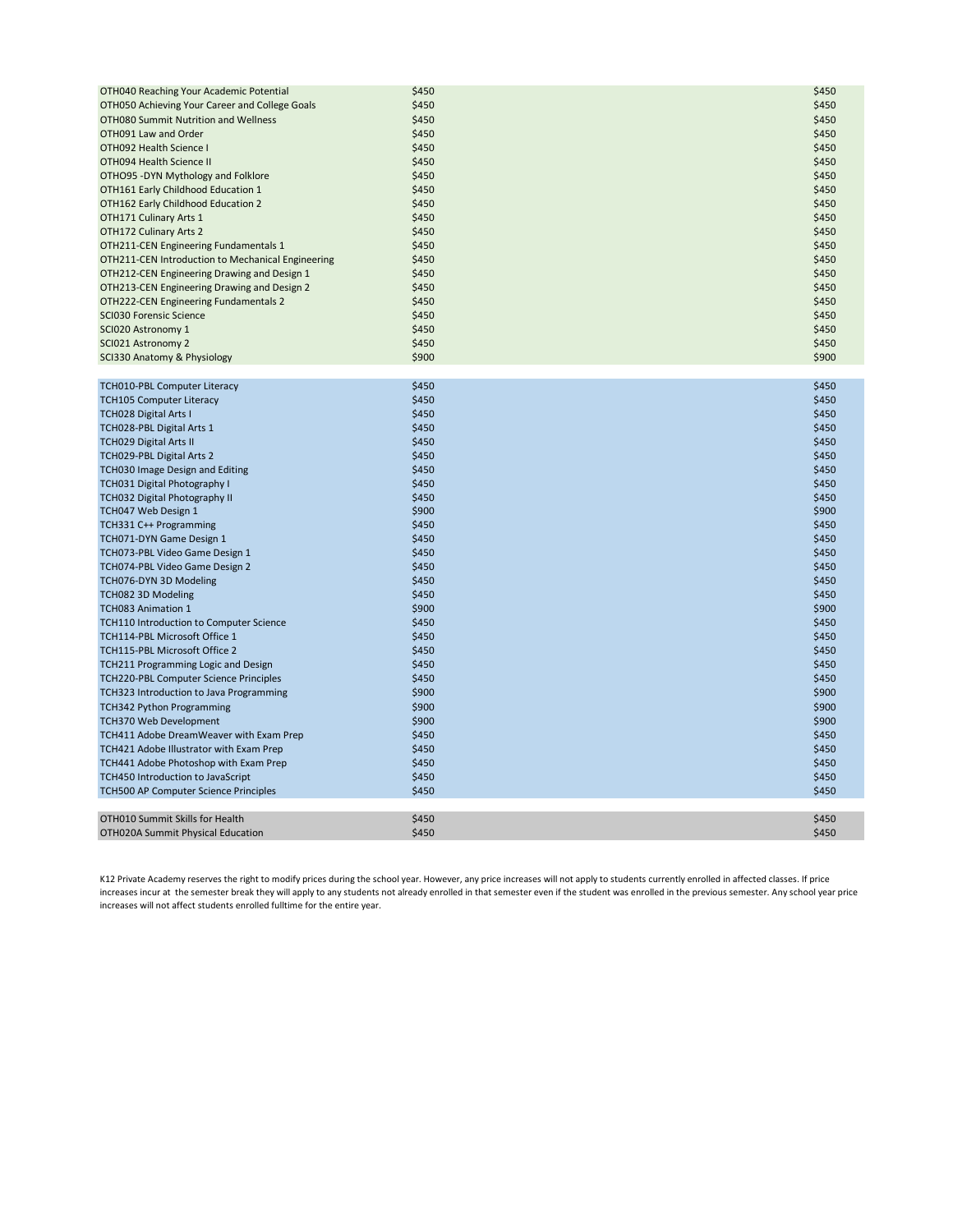| | | |
|---|---|---|
| OTH040 Reaching Your Academic Potential | $450 | $450 |
| OTH050 Achieving Your Career and College Goals | $450 | $450 |
| OTH080 Summit Nutrition and Wellness | $450 | $450 |
| OTH091 Law and Order | $450 | $450 |
| OTH092 Health Science I | $450 | $450 |
| OTH094 Health Science II | $450 | $450 |
| OTHO95 -DYN Mythology and Folklore | $450 | $450 |
| OTH161 Early Childhood Education 1 | $450 | $450 |
| OTH162 Early Childhood Education 2 | $450 | $450 |
| OTH171 Culinary Arts 1 | $450 | $450 |
| OTH172 Culinary Arts 2 | $450 | $450 |
| OTH211-CEN Engineering Fundamentals 1 | $450 | $450 |
| OTH211-CEN Introduction to Mechanical Engineering | $450 | $450 |
| OTH212-CEN Engineering Drawing and Design 1 | $450 | $450 |
| OTH213-CEN Engineering Drawing and Design 2 | $450 | $450 |
| OTH222-CEN Engineering Fundamentals 2 | $450 | $450 |
| SCI030 Forensic Science | $450 | $450 |
| SCI020 Astronomy 1 | $450 | $450 |
| SCI021 Astronomy 2 | $450 | $450 |
| SCI330 Anatomy & Physiology | $900 | $900 |
| | | |
| TCH010-PBL Computer Literacy | $450 | $450 |
| TCH105 Computer Literacy | $450 | $450 |
| TCH028 Digital Arts I | $450 | $450 |
| TCH028-PBL Digital Arts 1 | $450 | $450 |
| TCH029 Digital Arts II | $450 | $450 |
| TCH029-PBL Digital Arts 2 | $450 | $450 |
| TCH030 Image Design and Editing | $450 | $450 |
| TCH031 Digital Photography I | $450 | $450 |
| TCH032 Digital Photography II | $450 | $450 |
| TCH047 Web Design 1 | $900 | $900 |
| TCH331 C++ Programming | $450 | $450 |
| TCH071-DYN Game Design 1 | $450 | $450 |
| TCH073-PBL Video Game Design 1 | $450 | $450 |
| TCH074-PBL Video Game Design 2 | $450 | $450 |
| TCH076-DYN 3D Modeling | $450 | $450 |
| TCH082 3D Modeling | $450 | $450 |
| TCH083 Animation 1 | $900 | $900 |
| TCH110 Introduction to Computer Science | $450 | $450 |
| TCH114-PBL Microsoft Office 1 | $450 | $450 |
| TCH115-PBL Microsoft Office 2 | $450 | $450 |
| TCH211 Programming Logic and Design | $450 | $450 |
| TCH220-PBL Computer Science Principles | $450 | $450 |
| TCH323 Introduction to Java Programming | $900 | $900 |
| TCH342 Python Programming | $900 | $900 |
| TCH370 Web Development | $900 | $900 |
| TCH411 Adobe DreamWeaver with Exam Prep | $450 | $450 |
| TCH421 Adobe Illustrator with Exam Prep | $450 | $450 |
| TCH441 Adobe Photoshop with Exam Prep | $450 | $450 |
| TCH450 Introduction to JavaScript | $450 | $450 |
| TCH500 AP Computer Science Principles | $450 | $450 |
| | | |
| OTH010 Summit Skills for Health | $450 | $450 |
| OTH020A Summit Physical Education | $450 | $450 |

K12 Private Academy reserves the right to modify prices during the school year. However, any price increases will not apply to students currently enrolled in affected classes. If price increases incur at the semester break they will apply to any students not already enrolled in that semester even if the student was enrolled in the previous semester. Any school year price increases will not affect students enrolled fulltime for the entire year.